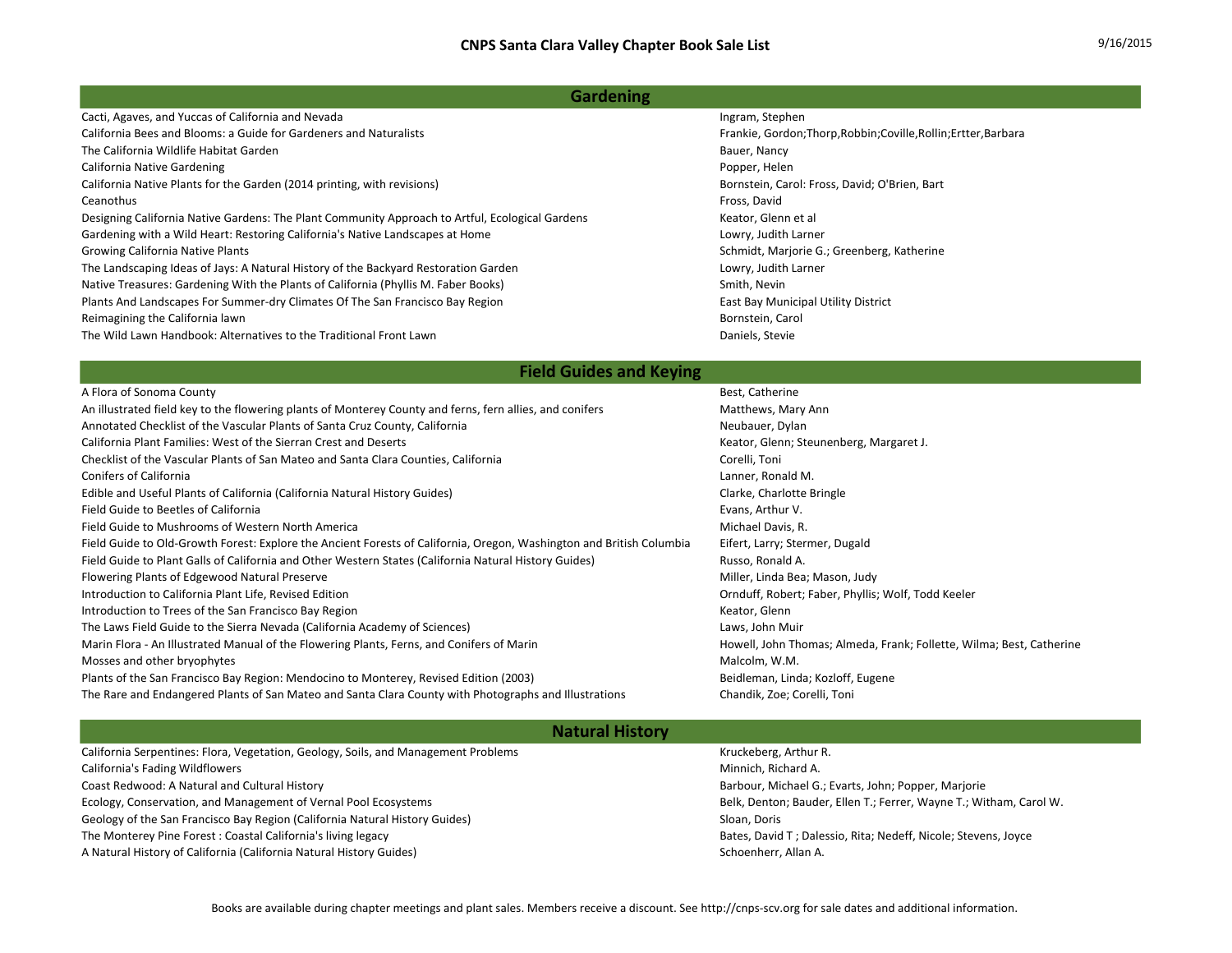# CNPS Santa Clara Valley Chapter Book Sale List

9/16/2015

## Gardening

| Title | Author |
|---|---|
| Cacti, Agaves, and Yuccas of California and Nevada | Ingram, Stephen |
| California Bees and Blooms: a Guide for Gardeners and Naturalists | Frankie, Gordon;Thorp,Robbin;Coville,Rollin;Ertter,Barbara |
| The California Wildlife Habitat Garden | Bauer, Nancy |
| California Native Gardening | Popper, Helen |
| California Native Plants for the Garden (2014 printing, with revisions) | Bornstein, Carol: Fross, David; O'Brien, Bart |
| Ceanothus | Fross, David |
| Designing California Native Gardens: The Plant Community Approach to Artful, Ecological Gardens | Keator, Glenn et al |
| Gardening with a Wild Heart: Restoring California's Native Landscapes at Home | Lowry, Judith Larner |
| Growing California Native Plants | Schmidt, Marjorie G.; Greenberg, Katherine |
| The Landscaping Ideas of Jays: A Natural History of the Backyard Restoration Garden | Lowry, Judith Larner |
| Native Treasures: Gardening With the Plants of California (Phyllis M. Faber Books) | Smith, Nevin |
| Plants And Landscapes For Summer-dry Climates Of The San Francisco Bay Region | East Bay Municipal Utility District |
| Reimagining the California lawn | Bornstein, Carol |
| The Wild Lawn Handbook: Alternatives to the Traditional Front Lawn | Daniels, Stevie |

## Field Guides and Keying

| Title | Author |
|---|---|
| A Flora of Sonoma County | Best, Catherine |
| An illustrated field key to the flowering plants of Monterey County and ferns, fern allies, and conifers | Matthews, Mary Ann |
| Annotated Checklist of the Vascular Plants of Santa Cruz County, California | Neubauer, Dylan |
| California Plant Families: West of the Sierran Crest and Deserts | Keator, Glenn; Steunenberg, Margaret J. |
| Checklist of the Vascular Plants of San Mateo and Santa Clara Counties, California | Corelli, Toni |
| Conifers of California | Lanner, Ronald M. |
| Edible and Useful Plants of California (California Natural History Guides) | Clarke, Charlotte Bringle |
| Field Guide to Beetles of California | Evans, Arthur V. |
| Field Guide to Mushrooms of Western North America | Michael Davis, R. |
| Field Guide to Old-Growth Forest: Explore the Ancient Forests of California, Oregon, Washington and British Columbia | Eifert, Larry; Stermer, Dugald |
| Field Guide to Plant Galls of California and Other Western States (California Natural History Guides) | Russo, Ronald A. |
| Flowering Plants of Edgewood Natural Preserve | Miller, Linda Bea; Mason, Judy |
| Introduction to California Plant Life, Revised Edition | Ornduff, Robert; Faber, Phyllis; Wolf, Todd Keeler |
| Introduction to Trees of the San Francisco Bay Region | Keator, Glenn |
| The Laws Field Guide to the Sierra Nevada (California Academy of Sciences) | Laws, John Muir |
| Marin Flora - An Illustrated Manual of the Flowering Plants, Ferns, and Conifers of Marin | Howell, John Thomas; Almeda, Frank; Follette, Wilma; Best, Catherine |
| Mosses and other bryophytes | Malcolm, W.M. |
| Plants of the San Francisco Bay Region: Mendocino to Monterey, Revised Edition (2003) | Beidleman, Linda; Kozloff, Eugene |
| The Rare and Endangered Plants of San Mateo and Santa Clara County with Photographs and Illustrations | Chandik, Zoe; Corelli, Toni |

## Natural History

| Title | Author |
|---|---|
| California Serpentines: Flora, Vegetation, Geology, Soils, and Management Problems | Kruckeberg, Arthur R. |
| California's Fading Wildflowers | Minnich, Richard A. |
| Coast Redwood: A Natural and Cultural History | Barbour, Michael G.; Evarts, John; Popper, Marjorie |
| Ecology, Conservation, and Management of Vernal Pool Ecosystems | Belk, Denton; Bauder, Ellen T.; Ferrer, Wayne T.; Witham, Carol W. |
| Geology of the San Francisco Bay Region (California Natural History Guides) | Sloan, Doris |
| The Monterey Pine Forest : Coastal California's living legacy | Bates, David T ; Dalessio, Rita; Nedeff, Nicole; Stevens, Joyce |
| A Natural History of California (California Natural History Guides) | Schoenherr, Allan A. |

Books are available during chapter meetings and plant sales. Members receive a discount. See http://cnps-scv.org for sale dates and additional information.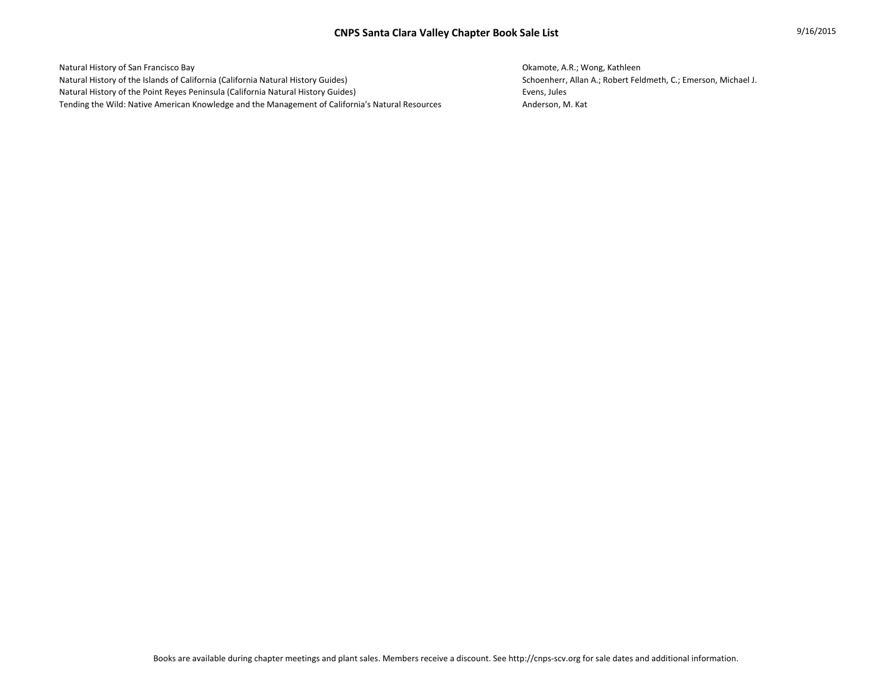| | |
|---|---|
| Natural History of San Francisco Bay | Okamote, A.R.; Wong, Kathleen |
| Natural History of the Islands of California (California Natural History Guides) | Schoenherr, Allan A.; Robert Feldmeth, C.; Emerson, Michael J. |
| Natural History of the Point Reyes Peninsula (California Natural History Guides) | Evens, Jules |
| Tending the Wild: Native American Knowledge and the Management of California's Natural Resources | Anderson, M. Kat |